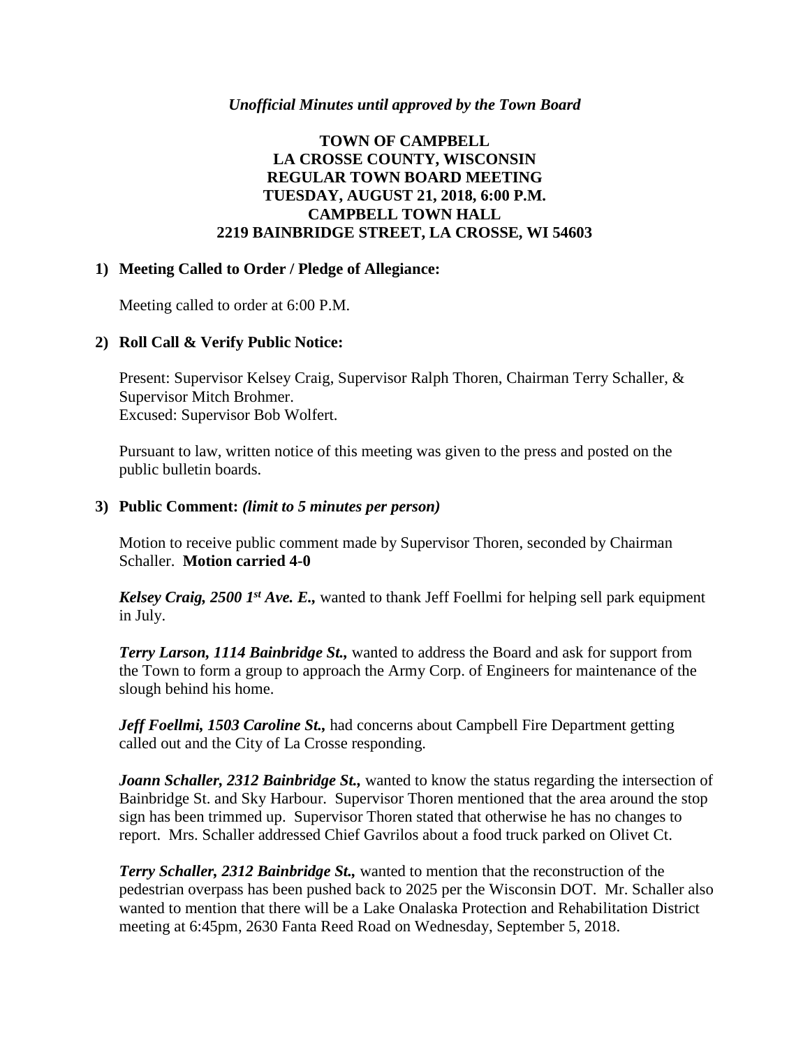*Unofficial Minutes until approved by the Town Board*

**TOWN OF CAMPBELL**
**LA CROSSE COUNTY, WISCONSIN**
**REGULAR TOWN BOARD MEETING**
**TUESDAY, AUGUST 21, 2018, 6:00 P.M.**
**CAMPBELL TOWN HALL**
**2219 BAINBRIDGE STREET, LA CROSSE, WI 54603**

**1) Meeting Called to Order / Pledge of Allegiance:**

Meeting called to order at 6:00 P.M.

**2) Roll Call & Verify Public Notice:**

Present: Supervisor Kelsey Craig, Supervisor Ralph Thoren, Chairman Terry Schaller, & Supervisor Mitch Brohmer.
Excused: Supervisor Bob Wolfert.

Pursuant to law, written notice of this meeting was given to the press and posted on the public bulletin boards.

**3) Public Comment:** ***(limit to 5 minutes per person)***

Motion to receive public comment made by Supervisor Thoren, seconded by Chairman Schaller. **Motion carried 4-0**

***Kelsey Craig, 2500 1st Ave. E.,*** wanted to thank Jeff Foellmi for helping sell park equipment in July.

***Terry Larson, 1114 Bainbridge St.,*** wanted to address the Board and ask for support from the Town to form a group to approach the Army Corp. of Engineers for maintenance of the slough behind his home.

***Jeff Foellmi, 1503 Caroline St.,*** had concerns about Campbell Fire Department getting called out and the City of La Crosse responding.

***Joann Schaller, 2312 Bainbridge St.,*** wanted to know the status regarding the intersection of Bainbridge St. and Sky Harbour. Supervisor Thoren mentioned that the area around the stop sign has been trimmed up. Supervisor Thoren stated that otherwise he has no changes to report. Mrs. Schaller addressed Chief Gavrilos about a food truck parked on Olivet Ct.

***Terry Schaller, 2312 Bainbridge St.,*** wanted to mention that the reconstruction of the pedestrian overpass has been pushed back to 2025 per the Wisconsin DOT. Mr. Schaller also wanted to mention that there will be a Lake Onalaska Protection and Rehabilitation District meeting at 6:45pm, 2630 Fanta Reed Road on Wednesday, September 5, 2018.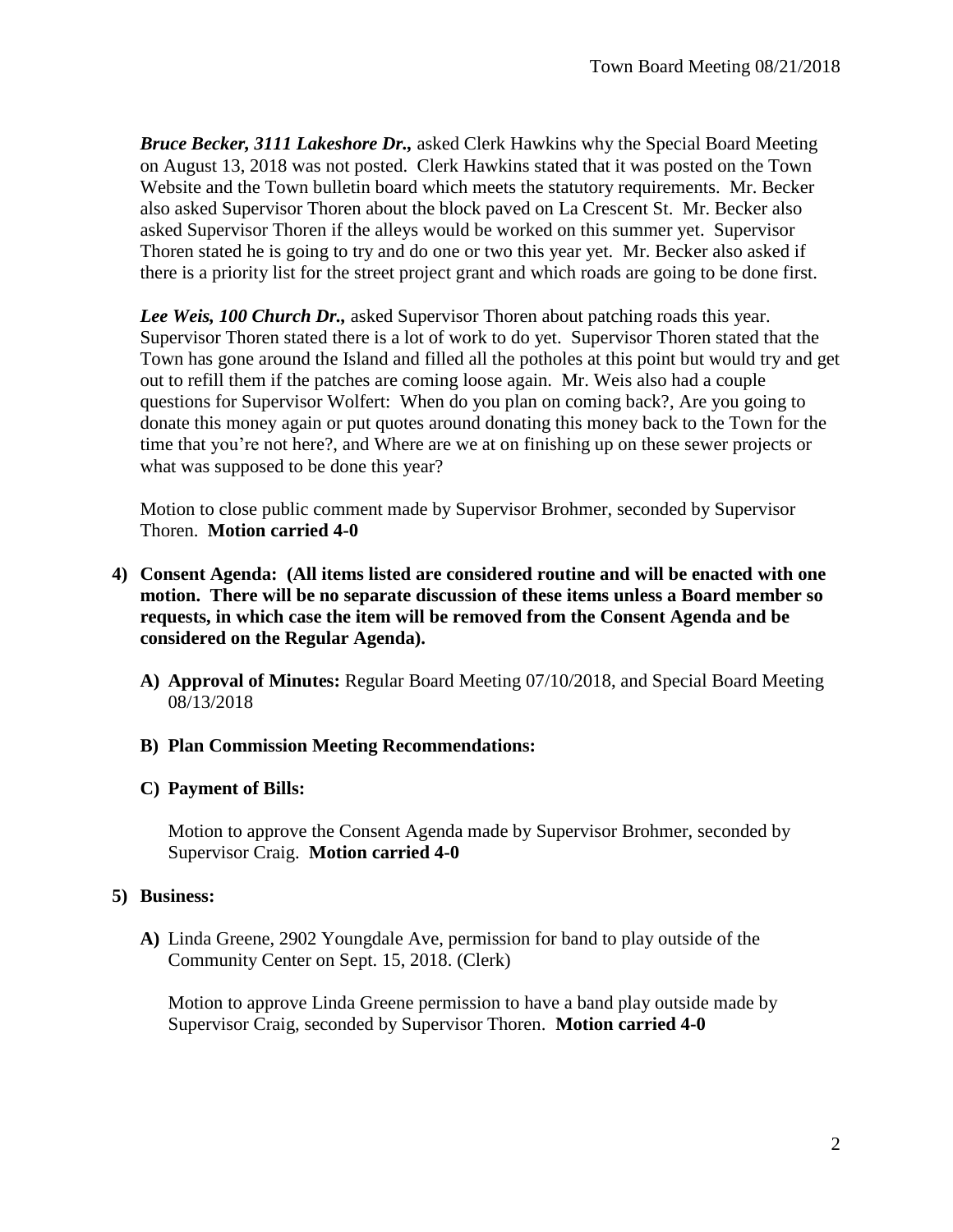***Bruce Becker, 3111 Lakeshore Dr.,*** asked Clerk Hawkins why the Special Board Meeting on August 13, 2018 was not posted. Clerk Hawkins stated that it was posted on the Town Website and the Town bulletin board which meets the statutory requirements. Mr. Becker also asked Supervisor Thoren about the block paved on La Crescent St. Mr. Becker also asked Supervisor Thoren if the alleys would be worked on this summer yet. Supervisor Thoren stated he is going to try and do one or two this year yet. Mr. Becker also asked if there is a priority list for the street project grant and which roads are going to be done first.

***Lee Weis, 100 Church Dr.,*** asked Supervisor Thoren about patching roads this year. Supervisor Thoren stated there is a lot of work to do yet. Supervisor Thoren stated that the Town has gone around the Island and filled all the potholes at this point but would try and get out to refill them if the patches are coming loose again. Mr. Weis also had a couple questions for Supervisor Wolfert: When do you plan on coming back?, Are you going to donate this money again or put quotes around donating this money back to the Town for the time that you're not here?, and Where are we at on finishing up on these sewer projects or what was supposed to be done this year?

Motion to close public comment made by Supervisor Brohmer, seconded by Supervisor Thoren. **Motion carried 4-0**

**4) Consent Agenda: (All items listed are considered routine and will be enacted with one motion. There will be no separate discussion of these items unless a Board member so requests, in which case the item will be removed from the Consent Agenda and be considered on the Regular Agenda).**

**A) Approval of Minutes:** Regular Board Meeting 07/10/2018, and Special Board Meeting 08/13/2018

**B) Plan Commission Meeting Recommendations:**

**C) Payment of Bills:**

Motion to approve the Consent Agenda made by Supervisor Brohmer, seconded by Supervisor Craig. **Motion carried 4-0**

**5) Business:**

**A)** Linda Greene, 2902 Youngdale Ave, permission for band to play outside of the Community Center on Sept. 15, 2018. (Clerk)

Motion to approve Linda Greene permission to have a band play outside made by Supervisor Craig, seconded by Supervisor Thoren. **Motion carried 4-0**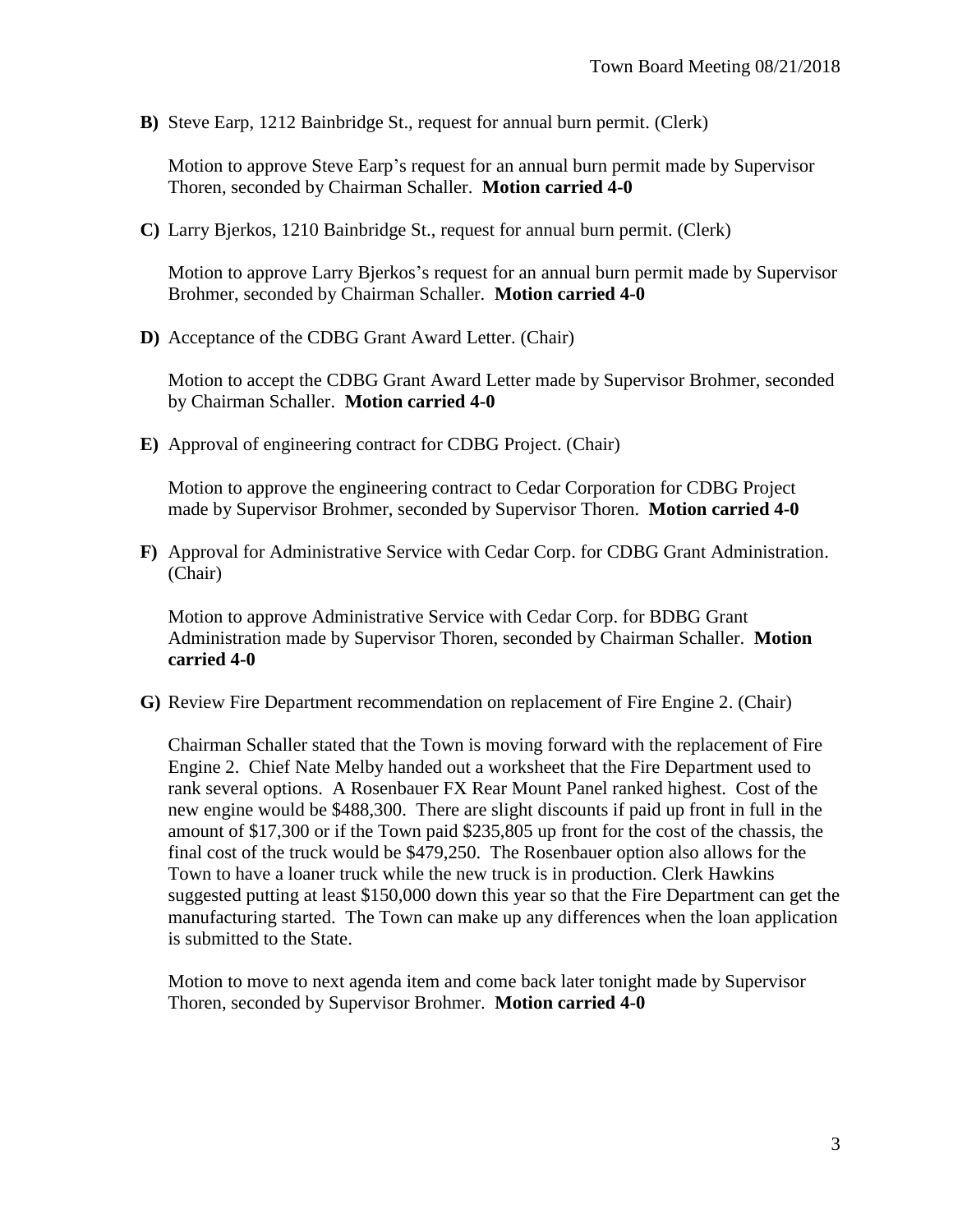**B)** Steve Earp, 1212 Bainbridge St., request for annual burn permit. (Clerk)

Motion to approve Steve Earp's request for an annual burn permit made by Supervisor Thoren, seconded by Chairman Schaller. **Motion carried 4-0**

**C)** Larry Bjerkos, 1210 Bainbridge St., request for annual burn permit. (Clerk)

Motion to approve Larry Bjerkos's request for an annual burn permit made by Supervisor Brohmer, seconded by Chairman Schaller. **Motion carried 4-0**

**D)** Acceptance of the CDBG Grant Award Letter. (Chair)

Motion to accept the CDBG Grant Award Letter made by Supervisor Brohmer, seconded by Chairman Schaller. **Motion carried 4-0**

**E)** Approval of engineering contract for CDBG Project. (Chair)

Motion to approve the engineering contract to Cedar Corporation for CDBG Project made by Supervisor Brohmer, seconded by Supervisor Thoren. **Motion carried 4-0**

**F)** Approval for Administrative Service with Cedar Corp. for CDBG Grant Administration. (Chair)

Motion to approve Administrative Service with Cedar Corp. for BDBG Grant Administration made by Supervisor Thoren, seconded by Chairman Schaller. **Motion carried 4-0**

**G)** Review Fire Department recommendation on replacement of Fire Engine 2. (Chair)

Chairman Schaller stated that the Town is moving forward with the replacement of Fire Engine 2. Chief Nate Melby handed out a worksheet that the Fire Department used to rank several options. A Rosenbauer FX Rear Mount Panel ranked highest. Cost of the new engine would be $488,300. There are slight discounts if paid up front in full in the amount of $17,300 or if the Town paid $235,805 up front for the cost of the chassis, the final cost of the truck would be $479,250. The Rosenbauer option also allows for the Town to have a loaner truck while the new truck is in production. Clerk Hawkins suggested putting at least $150,000 down this year so that the Fire Department can get the manufacturing started. The Town can make up any differences when the loan application is submitted to the State.

Motion to move to next agenda item and come back later tonight made by Supervisor Thoren, seconded by Supervisor Brohmer. **Motion carried 4-0**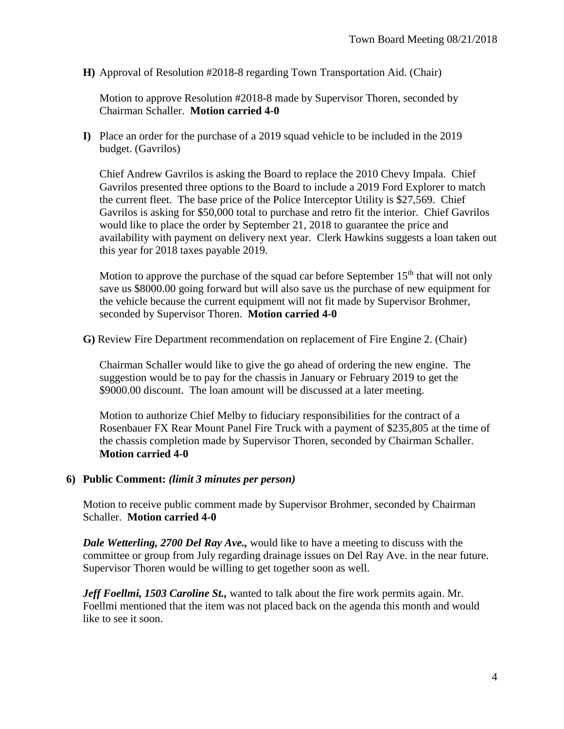**H)** Approval of Resolution #2018-8 regarding Town Transportation Aid. (Chair)

Motion to approve Resolution #2018-8 made by Supervisor Thoren, seconded by Chairman Schaller. **Motion carried 4-0**

**I)** Place an order for the purchase of a 2019 squad vehicle to be included in the 2019 budget. (Gavrilos)

Chief Andrew Gavrilos is asking the Board to replace the 2010 Chevy Impala. Chief Gavrilos presented three options to the Board to include a 2019 Ford Explorer to match the current fleet. The base price of the Police Interceptor Utility is $27,569. Chief Gavrilos is asking for $50,000 total to purchase and retro fit the interior. Chief Gavrilos would like to place the order by September 21, 2018 to guarantee the price and availability with payment on delivery next year. Clerk Hawkins suggests a loan taken out this year for 2018 taxes payable 2019.

Motion to approve the purchase of the squad car before September 15th that will not only save us $8000.00 going forward but will also save us the purchase of new equipment for the vehicle because the current equipment will not fit made by Supervisor Brohmer, seconded by Supervisor Thoren. **Motion carried 4-0**

**G)** Review Fire Department recommendation on replacement of Fire Engine 2. (Chair)

Chairman Schaller would like to give the go ahead of ordering the new engine. The suggestion would be to pay for the chassis in January or February 2019 to get the $9000.00 discount. The loan amount will be discussed at a later meeting.

Motion to authorize Chief Melby to fiduciary responsibilities for the contract of a Rosenbauer FX Rear Mount Panel Fire Truck with a payment of $235,805 at the time of the chassis completion made by Supervisor Thoren, seconded by Chairman Schaller. **Motion carried 4-0**

**6) Public Comment:** ***(limit 3 minutes per person)***

Motion to receive public comment made by Supervisor Brohmer, seconded by Chairman Schaller. **Motion carried 4-0**

***Dale Wetterling, 2700 Del Ray Ave.,*** would like to have a meeting to discuss with the committee or group from July regarding drainage issues on Del Ray Ave. in the near future. Supervisor Thoren would be willing to get together soon as well.

***Jeff Foellmi, 1503 Caroline St.,*** wanted to talk about the fire work permits again. Mr. Foellmi mentioned that the item was not placed back on the agenda this month and would like to see it soon.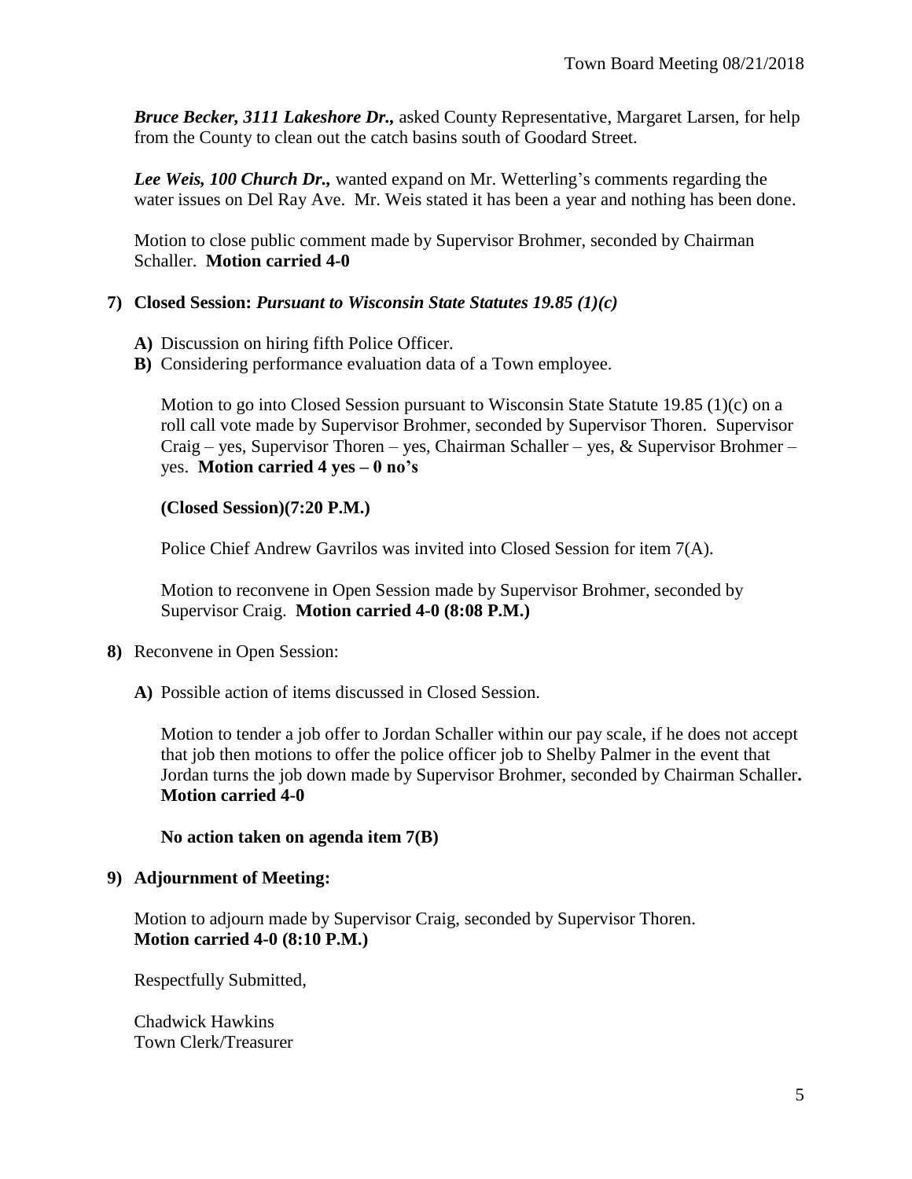***Bruce Becker, 3111 Lakeshore Dr.,*** asked County Representative, Margaret Larsen, for help from the County to clean out the catch basins south of Goodard Street.

***Lee Weis, 100 Church Dr.,*** wanted expand on Mr. Wetterling's comments regarding the water issues on Del Ray Ave. Mr. Weis stated it has been a year and nothing has been done.

Motion to close public comment made by Supervisor Brohmer, seconded by Chairman Schaller. **Motion carried 4-0**

**7) Closed Session:** ***Pursuant to Wisconsin State Statutes 19.85 (1)(c)***

**A)** Discussion on hiring fifth Police Officer.

**B)** Considering performance evaluation data of a Town employee.

Motion to go into Closed Session pursuant to Wisconsin State Statute 19.85 (1)(c) on a roll call vote made by Supervisor Brohmer, seconded by Supervisor Thoren. Supervisor Craig – yes, Supervisor Thoren – yes, Chairman Schaller – yes, & Supervisor Brohmer – yes. **Motion carried 4 yes – 0 no's**

**(Closed Session)(7:20 P.M.)**

Police Chief Andrew Gavrilos was invited into Closed Session for item 7(A).

Motion to reconvene in Open Session made by Supervisor Brohmer, seconded by Supervisor Craig. **Motion carried 4-0 (8:08 P.M.)**

**8)** Reconvene in Open Session:

**A)** Possible action of items discussed in Closed Session.

Motion to tender a job offer to Jordan Schaller within our pay scale, if he does not accept that job then motions to offer the police officer job to Shelby Palmer in the event that Jordan turns the job down made by Supervisor Brohmer, seconded by Chairman Schaller**. Motion carried 4-0**

**No action taken on agenda item 7(B)**

**9) Adjournment of Meeting:**

Motion to adjourn made by Supervisor Craig, seconded by Supervisor Thoren. **Motion carried 4-0 (8:10 P.M.)**

Respectfully Submitted,

Chadwick Hawkins
Town Clerk/Treasurer